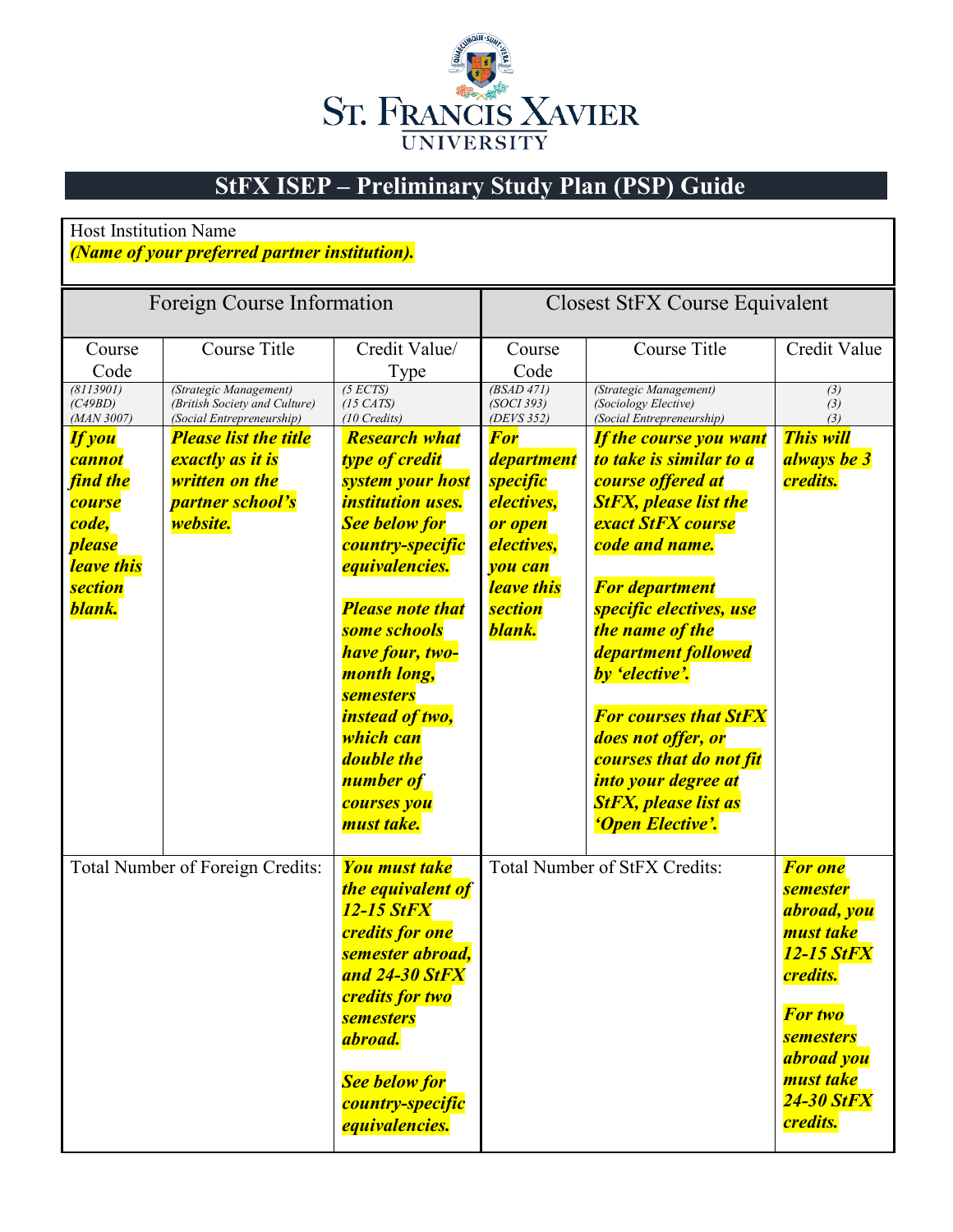# StFX ISEP – Preliminary Study Plan (PSP) Guide

Host Institution Name
***(Name of your preferred partner institution).***

| Foreign Course Information | | | Closest StFX Course Equivalent | | |
|---|---|---|---|---|---|
| Course Code | Course Title | Credit Value/ Type | Course Code | Course Title | Credit Value |
| *(8113901)* *(C49BD)* *(MAN 3007)* | *(Strategic Management)* *(British Society and Culture)* *(Social Entrepreneurship)* | *(5 ECTS)* *(15 CATS)* *(10 Credits)* | *(BSAD 471)* *(SOCI 393)* *(DEVS 352)* | *(Strategic Management)* *(Sociology Elective)* *(Social Entrepreneurship)* | *(3)* *(3)* *(3)* |
| ***If you cannot find the course code, please leave this section blank.*** | ***Please list the title exactly as it is written on the partner school's website.*** | ***Research what type of credit system your host institution uses. See below for country-specific equivalencies.*** <br><br> ***Please note that some schools have four, two-month long, semesters instead of two, which can double the number of courses you must take.*** | ***For department specific electives, or open electives, you can leave this section blank.*** | ***If the course you want to take is similar to a course offered at StFX, please list the exact StFX course code and name.*** <br><br> ***For department specific electives, use the name of the department followed by 'elective'.*** <br><br> ***For courses that StFX does not offer, or courses that do not fit into your degree at StFX, please list as 'Open Elective'.*** | ***This will always be 3 credits.*** |
| Total Number of Foreign Credits: | | ***You must take the equivalent of 12-15 StFX credits for one semester abroad, and 24-30 StFX credits for two semesters abroad.*** <br><br> ***See below for country-specific equivalencies.*** | Total Number of StFX Credits: | | ***For one semester abroad, you must take 12-15 StFX credits.*** <br><br> ***For two semesters abroad you must take 24-30 StFX credits.*** |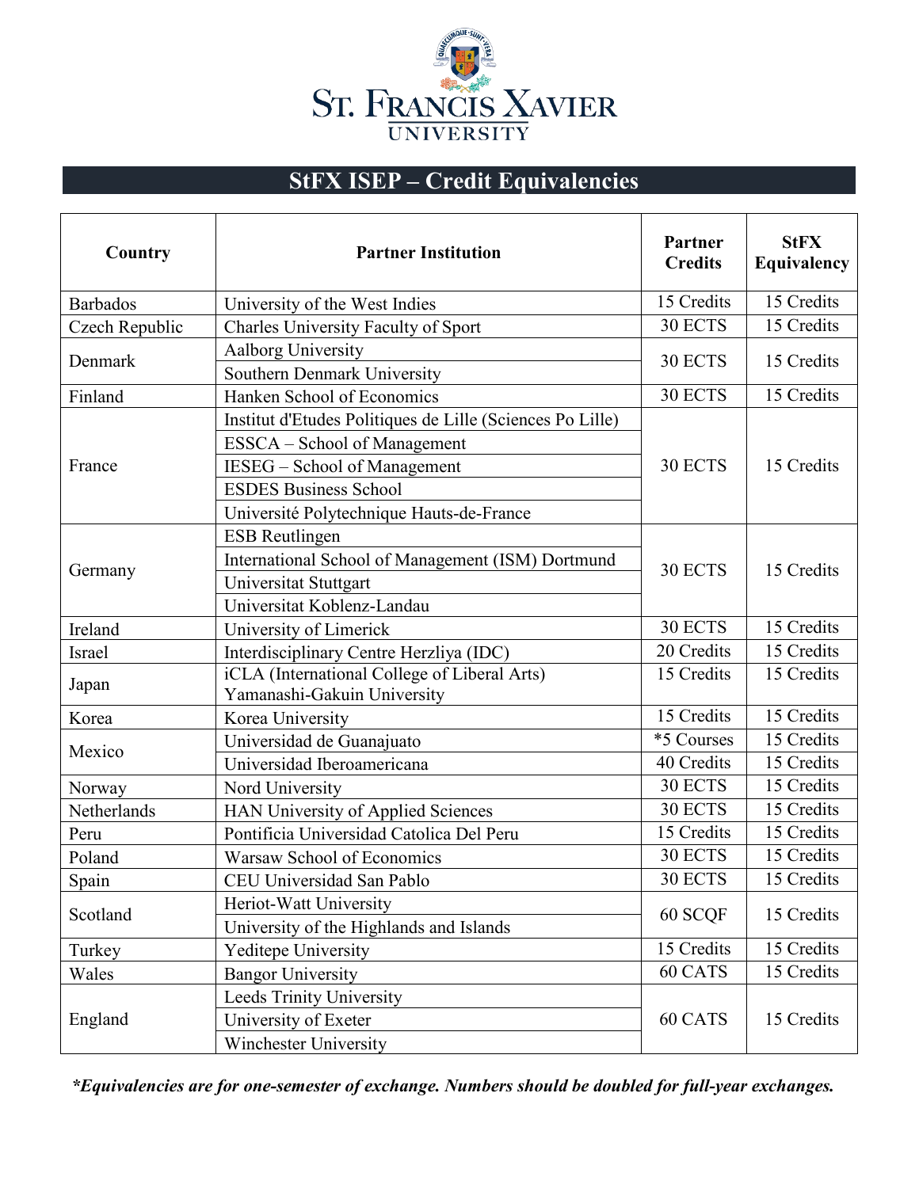# ST. FRANCIS XAVIER UNIVERSITY

## StFX ISEP – Credit Equivalencies

| Country | Partner Institution | Partner Credits | StFX Equivalency |
|---|---|---|---|
| Barbados | University of the West Indies | 15 Credits | 15 Credits |
| Czech Republic | Charles University Faculty of Sport | 30 ECTS | 15 Credits |
| Denmark | Aalborg University | 30 ECTS | 15 Credits |
| | Southern Denmark University | | |
| Finland | Hanken School of Economics | 30 ECTS | 15 Credits |
| France | Institut d'Etudes Politiques de Lille (Sciences Po Lille) | 30 ECTS | 15 Credits |
| | ESSCA – School of Management | | |
| | IESEG – School of Management | | |
| | ESDES Business School | | |
| | Université Polytechnique Hauts-de-France | | |
| Germany | ESB Reutlingen | 30 ECTS | 15 Credits |
| | International School of Management (ISM) Dortmund | | |
| | Universitat Stuttgart | | |
| | Universitat Koblenz-Landau | | |
| Ireland | University of Limerick | 30 ECTS | 15 Credits |
| Israel | Interdisciplinary Centre Herzliya (IDC) | 20 Credits | 15 Credits |
| Japan | iCLA (International College of Liberal Arts) Yamanashi-Gakuin University | 15 Credits | 15 Credits |
| Korea | Korea University | 15 Credits | 15 Credits |
| Mexico | Universidad de Guanajuato | *5 Courses | 15 Credits |
| | Universidad Iberoamericana | 40 Credits | 15 Credits |
| Norway | Nord University | 30 ECTS | 15 Credits |
| Netherlands | HAN University of Applied Sciences | 30 ECTS | 15 Credits |
| Peru | Pontificia Universidad Catolica Del Peru | 15 Credits | 15 Credits |
| Poland | Warsaw School of Economics | 30 ECTS | 15 Credits |
| Spain | CEU Universidad San Pablo | 30 ECTS | 15 Credits |
| Scotland | Heriot-Watt University | 60 SCQF | 15 Credits |
| | University of the Highlands and Islands | | |
| Turkey | Yeditepe University | 15 Credits | 15 Credits |
| Wales | Bangor University | 60 CATS | 15 Credits |
| England | Leeds Trinity University | 60 CATS | 15 Credits |
| | University of Exeter | | |
| | Winchester University | | |

***Equivalencies are for one-semester of exchange. Numbers should be doubled for full-year exchanges.***